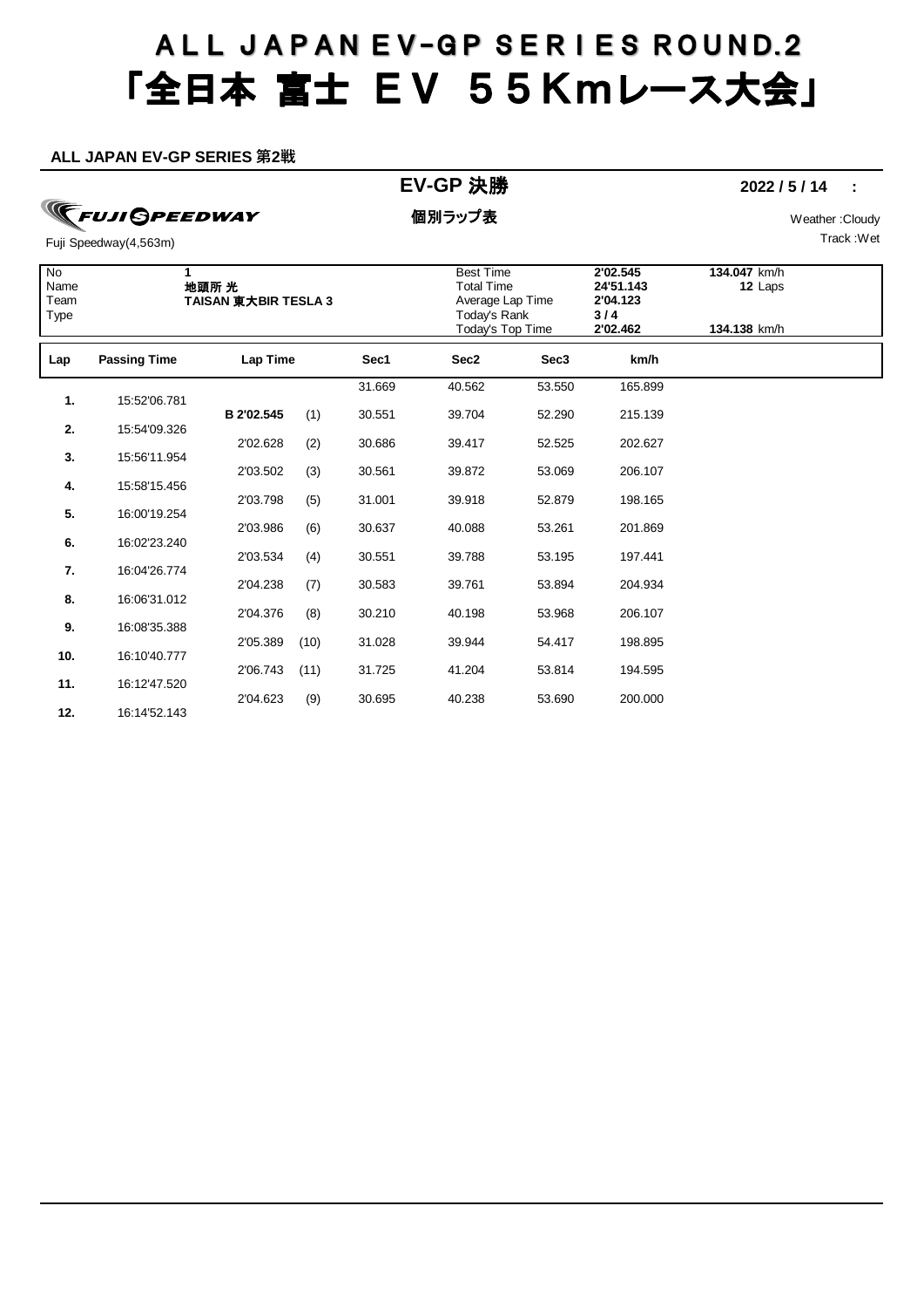# ALL JAPAN EV-GP SERIES ROUND.2
# 「全日本 富士 EV 55Kmレース大会」

**ALL JAPAN EV-GP SERIES 第2戦**

## EV-GP 決勝

**2022 / 5 / 14 :**

FUJI SPEEDWAY

**個別ラップ表**

Weather :Cloudy

Fuji Speedway(4,563m)

Track :Wet

| | | | | |
|---|---|---|---|---|
| No | **1** | Best Time | **2'02.545** | **134.047** km/h |
| Name | **地頭所 光** | Total Time | **24'51.143** | **12** Laps |
| Team | **TAISAN 東大BIR TESLA 3** | Average Lap Time | **2'04.123** | |
| Type | | Today's Rank | **3 / 4** | |
| | | Today's Top Time | **2'02.462** | **134.138** km/h |

| Lap | Passing Time | Lap Time | | Sec1 | Sec2 | Sec3 | km/h |
|---|---|---|---|---|---|---|---|
| 1. | 15:52'06.781 | | | 31.669 | 40.562 | 53.550 | 165.899 |
| 2. | 15:54'09.326 | **B 2'02.545** | (1) | 30.551 | 39.704 | 52.290 | 215.139 |
| 3. | 15:56'11.954 | 2'02.628 | (2) | 30.686 | 39.417 | 52.525 | 202.627 |
| 4. | 15:58'15.456 | 2'03.502 | (3) | 30.561 | 39.872 | 53.069 | 206.107 |
| 5. | 16:00'19.254 | 2'03.798 | (5) | 31.001 | 39.918 | 52.879 | 198.165 |
| 6. | 16:02'23.240 | 2'03.986 | (6) | 30.637 | 40.088 | 53.261 | 201.869 |
| 7. | 16:04'26.774 | 2'03.534 | (4) | 30.551 | 39.788 | 53.195 | 197.441 |
| 8. | 16:06'31.012 | 2'04.238 | (7) | 30.583 | 39.761 | 53.894 | 204.934 |
| 9. | 16:08'35.388 | 2'04.376 | (8) | 30.210 | 40.198 | 53.968 | 206.107 |
| 10. | 16:10'40.777 | 2'05.389 | (10) | 31.028 | 39.944 | 54.417 | 198.895 |
| 11. | 16:12'47.520 | 2'06.743 | (11) | 31.725 | 41.204 | 53.814 | 194.595 |
| 12. | 16:14'52.143 | 2'04.623 | (9) | 30.695 | 40.238 | 53.690 | 200.000 |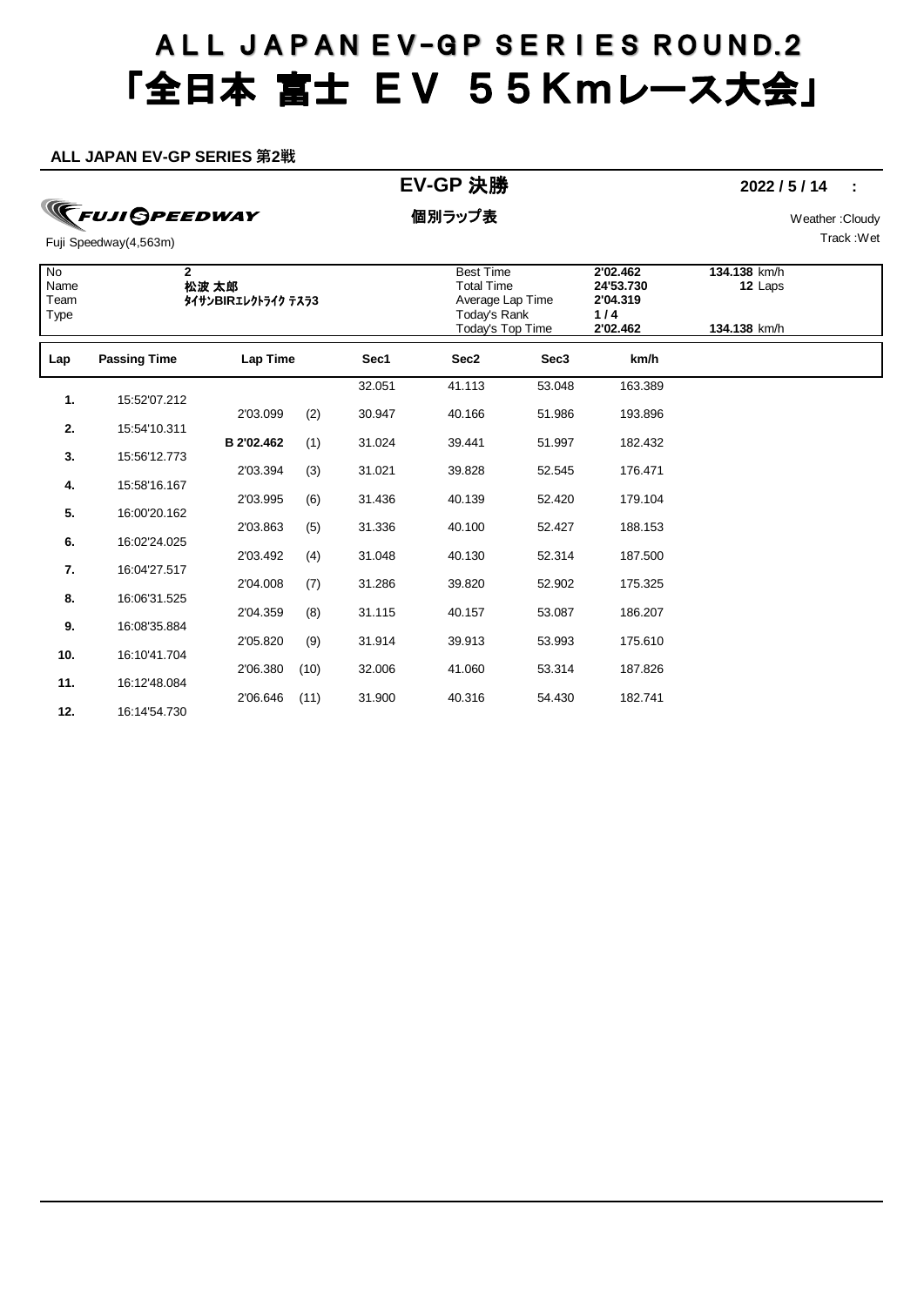# ALL JAPAN EV-GP SERIES ROUND.2
# 「全日本 富士 EV 55Kmレース大会」

**ALL JAPAN EV-GP SERIES 第2戦**

## EV-GP 決勝

**2022 / 5 / 14 :**

FUJI SPEEDWAY

**個別ラップ表**

Weather :Cloudy

Fuji Speedway(4,563m)

Track :Wet

| No | 2 | Best Time | 2'02.462 | 134.138 km/h |
|---|---|---|---|---|
| Name | 松波 太郎 | Total Time | 24'53.730 | 12 Laps |
| Team | ﾀｲｻﾝBIRｴﾚｸﾄﾗｲｸ ﾃｽﾗ3 | Average Lap Time | 2'04.319 | |
| Type | | Today's Rank | 1 / 4 | |
| | | Today's Top Time | 2'02.462 | 134.138 km/h |

| Lap | Passing Time | Lap Time | | Sec1 | Sec2 | Sec3 | km/h |
|---|---|---|---|---|---|---|---|
| 1. | 15:52'07.212 | | | 32.051 | 41.113 | 53.048 | 163.389 |
| 2. | 15:54'10.311 | 2'03.099 | (2) | 30.947 | 40.166 | 51.986 | 193.896 |
| 3. | 15:56'12.773 | B 2'02.462 | (1) | 31.024 | 39.441 | 51.997 | 182.432 |
| 4. | 15:58'16.167 | 2'03.394 | (3) | 31.021 | 39.828 | 52.545 | 176.471 |
| 5. | 16:00'20.162 | 2'03.995 | (6) | 31.436 | 40.139 | 52.420 | 179.104 |
| 6. | 16:02'24.025 | 2'03.863 | (5) | 31.336 | 40.100 | 52.427 | 188.153 |
| 7. | 16:04'27.517 | 2'03.492 | (4) | 31.048 | 40.130 | 52.314 | 187.500 |
| 8. | 16:06'31.525 | 2'04.008 | (7) | 31.286 | 39.820 | 52.902 | 175.325 |
| 9. | 16:08'35.884 | 2'04.359 | (8) | 31.115 | 40.157 | 53.087 | 186.207 |
| 10. | 16:10'41.704 | 2'05.820 | (9) | 31.914 | 39.913 | 53.993 | 175.610 |
| 11. | 16:12'48.084 | 2'06.380 | (10) | 32.006 | 41.060 | 53.314 | 187.826 |
| 12. | 16:14'54.730 | 2'06.646 | (11) | 31.900 | 40.316 | 54.430 | 182.741 |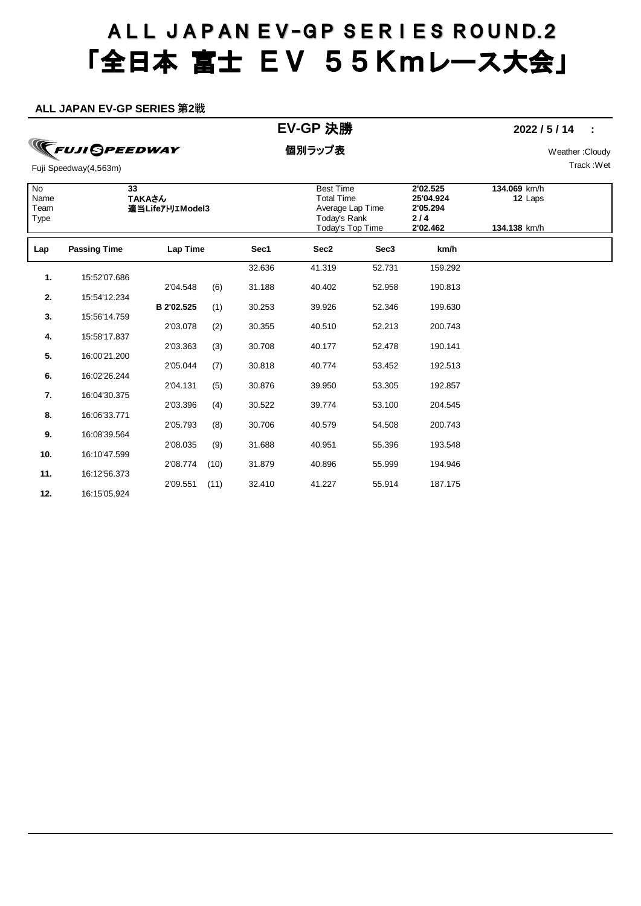# ALL JAPAN EV-GP SERIES ROUND.2
# 「全日本 富士 EV 55Kmレース大会」

**ALL JAPAN EV-GP SERIES 第2戦**

**EV-GP 決勝** **2022 / 5 / 14 :**

**個別ラップ表**

FUJI SPEEDWAY

Fuji Speedway(4,563m)

Weather :Cloudy
Track :Wet

| No | 33 | Best Time | 2'02.525 | 134.069 km/h |
|---|---|---|---|---|
| Name | TAKAさん | Total Time | 25'04.924 | 12 Laps |
| Team | 適当LifeｱﾄﾘｴModel3 | Average Lap Time | 2'05.294 | |
| Type | | Today's Rank | 2 / 4 | |
| | | Today's Top Time | 2'02.462 | 134.138 km/h |

| Lap | Passing Time | Lap Time | | Sec1 | Sec2 | Sec3 | km/h |
|---|---|---|---|---|---|---|---|
| | | | | 32.636 | 41.319 | 52.731 | 159.292 |
| 1. | 15:52'07.686 | | | | | | |
| | | 2'04.548 | (6) | 31.188 | 40.402 | 52.958 | 190.813 |
| 2. | 15:54'12.234 | | | | | | |
| | | B 2'02.525 | (1) | 30.253 | 39.926 | 52.346 | 199.630 |
| 3. | 15:56'14.759 | | | | | | |
| | | 2'03.078 | (2) | 30.355 | 40.510 | 52.213 | 200.743 |
| 4. | 15:58'17.837 | | | | | | |
| | | 2'03.363 | (3) | 30.708 | 40.177 | 52.478 | 190.141 |
| 5. | 16:00'21.200 | | | | | | |
| | | 2'05.044 | (7) | 30.818 | 40.774 | 53.452 | 192.513 |
| 6. | 16:02'26.244 | | | | | | |
| | | 2'04.131 | (5) | 30.876 | 39.950 | 53.305 | 192.857 |
| 7. | 16:04'30.375 | | | | | | |
| | | 2'03.396 | (4) | 30.522 | 39.774 | 53.100 | 204.545 |
| 8. | 16:06'33.771 | | | | | | |
| | | 2'05.793 | (8) | 30.706 | 40.579 | 54.508 | 200.743 |
| 9. | 16:08'39.564 | | | | | | |
| | | 2'08.035 | (9) | 31.688 | 40.951 | 55.396 | 193.548 |
| 10. | 16:10'47.599 | | | | | | |
| | | 2'08.774 | (10) | 31.879 | 40.896 | 55.999 | 194.946 |
| 11. | 16:12'56.373 | | | | | | |
| | | 2'09.551 | (11) | 32.410 | 41.227 | 55.914 | 187.175 |
| 12. | 16:15'05.924 | | | | | | |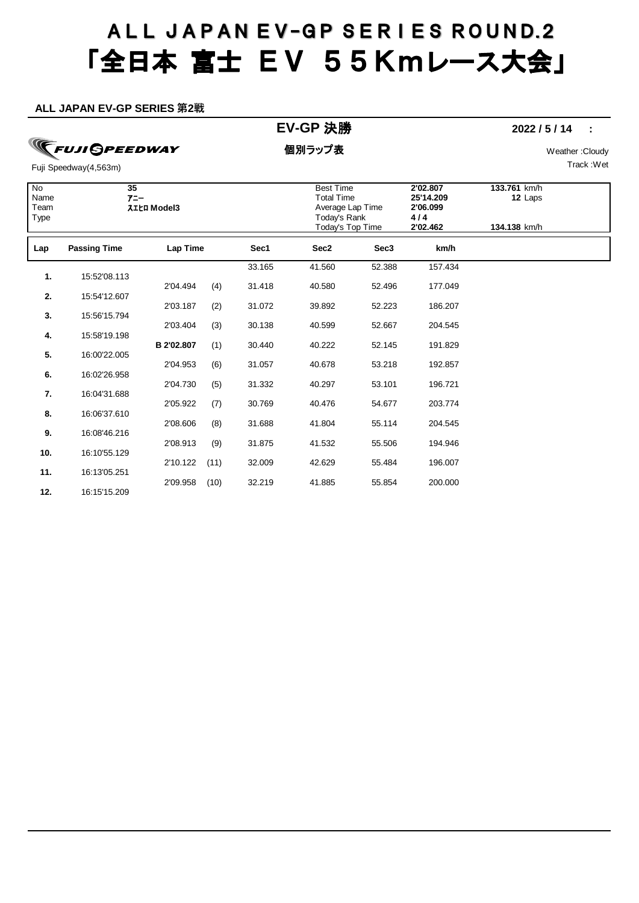# ALL JAPAN EV-GP SERIES ROUND.2
# 「全日本 富士 ＥＶ ５５Kmレース大会」

**ALL JAPAN EV-GP SERIES 第2戦**

## EV-GP 決勝

**2022 / 5 / 14 :**

FUJI SPEEDWAY

**個別ラップ表**

Weather :Cloudy
Track :Wet

Fuji Speedway(4,563m)

| | | | | |
|---|---|---|---|---|
| No | 35 | Best Time | 2'02.807 | 133.761 km/h |
| Name | ｱﾆｰ | Total Time | 25'14.209 | 12 Laps |
| Team | ｽｴﾋﾛ Model3 | Average Lap Time | 2'06.099 | |
| Type | | Today's Rank | 4 / 4 | |
| | | Today's Top Time | 2'02.462 | 134.138 km/h |

| Lap | Passing Time | Lap Time | | Sec1 | Sec2 | Sec3 | km/h |
|---|---|---|---|---|---|---|---|
| | | | | 33.165 | 41.560 | 52.388 | 157.434 |
| 1. | 15:52'08.113 | | | | | | |
| | | 2'04.494 | (4) | 31.418 | 40.580 | 52.496 | 177.049 |
| 2. | 15:54'12.607 | | | | | | |
| | | 2'03.187 | (2) | 31.072 | 39.892 | 52.223 | 186.207 |
| 3. | 15:56'15.794 | | | | | | |
| | | 2'03.404 | (3) | 30.138 | 40.599 | 52.667 | 204.545 |
| 4. | 15:58'19.198 | | | | | | |
| | | **B 2'02.807** | (1) | 30.440 | 40.222 | 52.145 | 191.829 |
| 5. | 16:00'22.005 | | | | | | |
| | | 2'04.953 | (6) | 31.057 | 40.678 | 53.218 | 192.857 |
| 6. | 16:02'26.958 | | | | | | |
| | | 2'04.730 | (5) | 31.332 | 40.297 | 53.101 | 196.721 |
| 7. | 16:04'31.688 | | | | | | |
| | | 2'05.922 | (7) | 30.769 | 40.476 | 54.677 | 203.774 |
| 8. | 16:06'37.610 | | | | | | |
| | | 2'08.606 | (8) | 31.688 | 41.804 | 55.114 | 204.545 |
| 9. | 16:08'46.216 | | | | | | |
| | | 2'08.913 | (9) | 31.875 | 41.532 | 55.506 | 194.946 |
| 10. | 16:10'55.129 | | | | | | |
| | | 2'10.122 | (11) | 32.009 | 42.629 | 55.484 | 196.007 |
| 11. | 16:13'05.251 | | | | | | |
| | | 2'09.958 | (10) | 32.219 | 41.885 | 55.854 | 200.000 |
| 12. | 16:15'15.209 | | | | | | |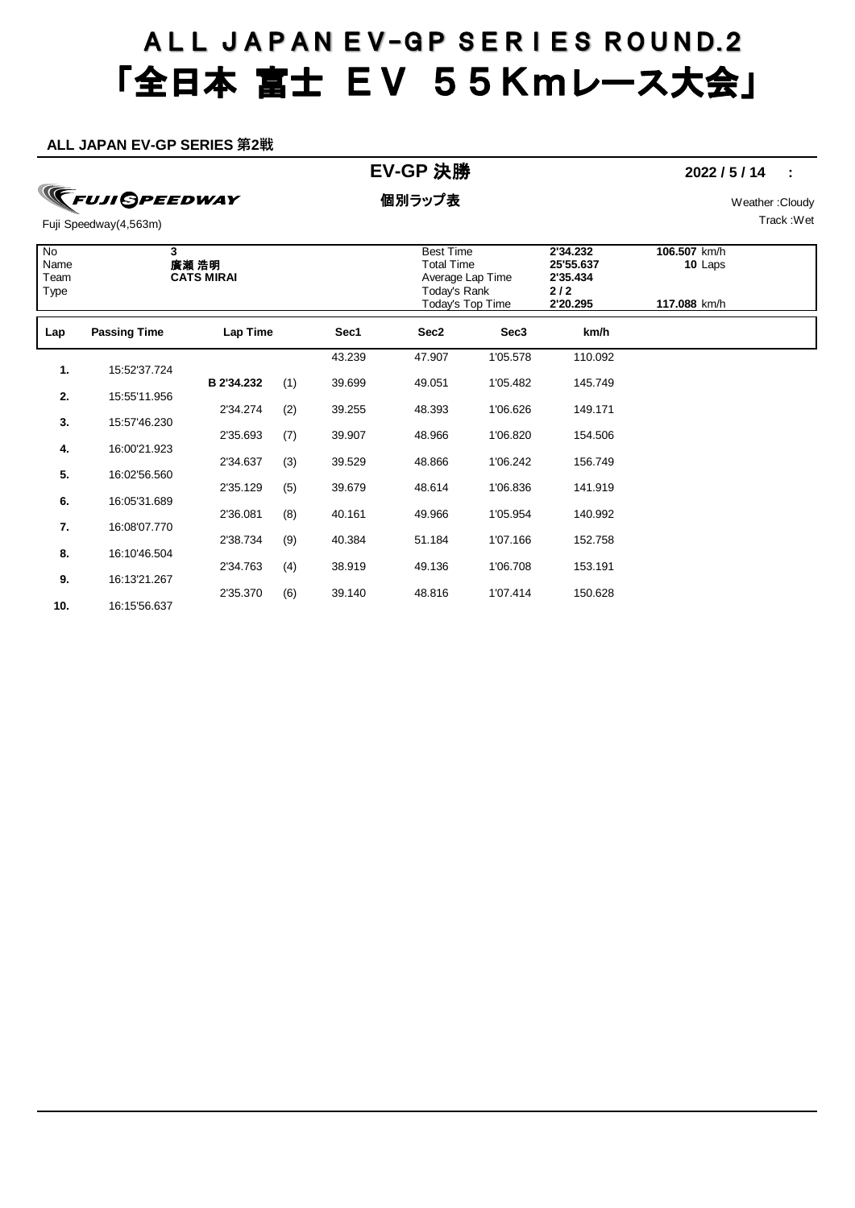# ALL JAPAN EV-GP SERIES ROUND.2
# 「全日本 富士 ＥＶ ５５Kmレース大会」

**ALL JAPAN EV-GP SERIES 第2戦**

**EV-GP 決勝** **2022 / 5 / 14 :**

FUJI SPEEDWAY

**個別ラップ表**

Weather :Cloudy

Fuji Speedway(4,563m)

Track :Wet

| | | | | |
|---|---|---|---|---|
| No | **3** | Best Time | **2'34.232** | **106.507** km/h |
| Name | **廣瀬 浩明** | Total Time | **25'55.637** | **10** Laps |
| Team | **CATS MIRAI** | Average Lap Time | **2'35.434** | |
| Type | | Today's Rank | **2 / 2** | |
| | | Today's Top Time | **2'20.295** | **117.088** km/h |

| Lap | Passing Time | Lap Time | | Sec1 | Sec2 | Sec3 | km/h |
|---|---|---|---|---|---|---|---|
| | | | | 43.239 | 47.907 | 1'05.578 | 110.092 |
| 1. | 15:52'37.724 | | | | | | |
| | | B 2'34.232 | (1) | 39.699 | 49.051 | 1'05.482 | 145.749 |
| 2. | 15:55'11.956 | | | | | | |
| | | 2'34.274 | (2) | 39.255 | 48.393 | 1'06.626 | 149.171 |
| 3. | 15:57'46.230 | | | | | | |
| | | 2'35.693 | (7) | 39.907 | 48.966 | 1'06.820 | 154.506 |
| 4. | 16:00'21.923 | | | | | | |
| | | 2'34.637 | (3) | 39.529 | 48.866 | 1'06.242 | 156.749 |
| 5. | 16:02'56.560 | | | | | | |
| | | 2'35.129 | (5) | 39.679 | 48.614 | 1'06.836 | 141.919 |
| 6. | 16:05'31.689 | | | | | | |
| | | 2'36.081 | (8) | 40.161 | 49.966 | 1'05.954 | 140.992 |
| 7. | 16:08'07.770 | | | | | | |
| | | 2'38.734 | (9) | 40.384 | 51.184 | 1'07.166 | 152.758 |
| 8. | 16:10'46.504 | | | | | | |
| | | 2'34.763 | (4) | 38.919 | 49.136 | 1'06.708 | 153.191 |
| 9. | 16:13'21.267 | | | | | | |
| | | 2'35.370 | (6) | 39.140 | 48.816 | 1'07.414 | 150.628 |
| 10. | 16:15'56.637 | | | | | | |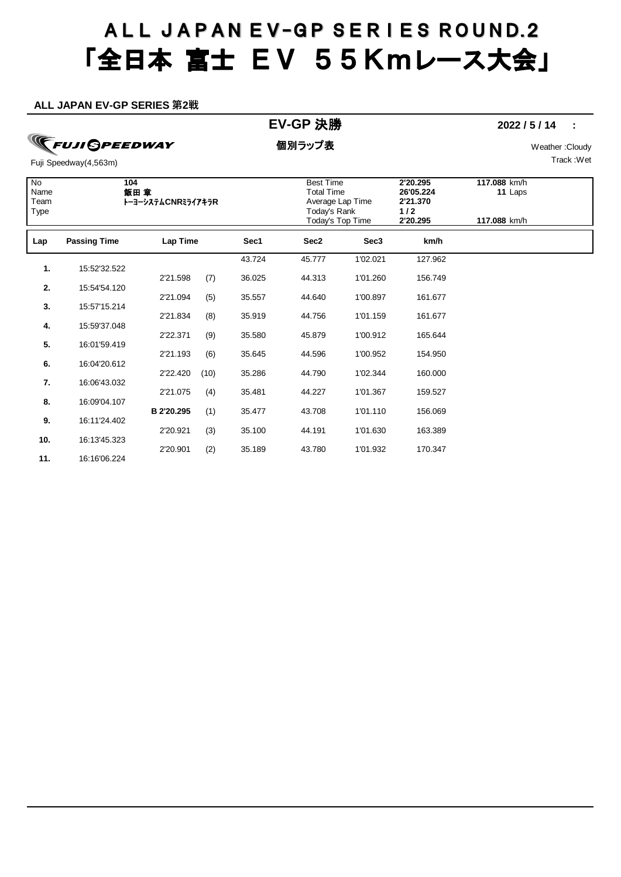# ALL JAPAN EV-GP SERIES ROUND.2
# 「全日本 富士 ＥＶ ５５Ｋｍレース大会」

**ALL JAPAN EV-GP SERIES 第2戦**

## EV-GP 決勝

**2022 / 5 / 14 :**

FUJI SPEEDWAY

Fuji Speedway(4,563m)

**個別ラップ表**

Weather :Cloudy
Track :Wet

| | | | | |
|---|---|---|---|---|
| No | **104** | Best Time | **2'20.295** | **117.088** km/h |
| Name | **飯田 章** | Total Time | **26'05.224** | **11** Laps |
| Team | **ﾄｰﾖｰｼｽﾃﾑCNRﾐﾗｲｱｷﾗR** | Average Lap Time | **2'21.370** | |
| Type | | Today's Rank | **1 / 2** | |
| | | Today's Top Time | **2'20.295** | **117.088** km/h |

| Lap | Passing Time | Lap Time | | Sec1 | Sec2 | Sec3 | km/h |
|---|---|---|---|---|---|---|---|
| | | | | 43.724 | 45.777 | 1'02.021 | 127.962 |
| 1. | 15:52'32.522 | | | | | | |
| | | 2'21.598 | (7) | 36.025 | 44.313 | 1'01.260 | 156.749 |
| 2. | 15:54'54.120 | | | | | | |
| | | 2'21.094 | (5) | 35.557 | 44.640 | 1'00.897 | 161.677 |
| 3. | 15:57'15.214 | | | | | | |
| | | 2'21.834 | (8) | 35.919 | 44.756 | 1'01.159 | 161.677 |
| 4. | 15:59'37.048 | | | | | | |
| | | 2'22.371 | (9) | 35.580 | 45.879 | 1'00.912 | 165.644 |
| 5. | 16:01'59.419 | | | | | | |
| | | 2'21.193 | (6) | 35.645 | 44.596 | 1'00.952 | 154.950 |
| 6. | 16:04'20.612 | | | | | | |
| | | 2'22.420 | (10) | 35.286 | 44.790 | 1'02.344 | 160.000 |
| 7. | 16:06'43.032 | | | | | | |
| | | 2'21.075 | (4) | 35.481 | 44.227 | 1'01.367 | 159.527 |
| 8. | 16:09'04.107 | | | | | | |
| | | **B 2'20.295** | (1) | 35.477 | 43.708 | 1'01.110 | 156.069 |
| 9. | 16:11'24.402 | | | | | | |
| | | 2'20.921 | (3) | 35.100 | 44.191 | 1'01.630 | 163.389 |
| 10. | 16:13'45.323 | | | | | | |
| | | 2'20.901 | (2) | 35.189 | 43.780 | 1'01.932 | 170.347 |
| 11. | 16:16'06.224 | | | | | | |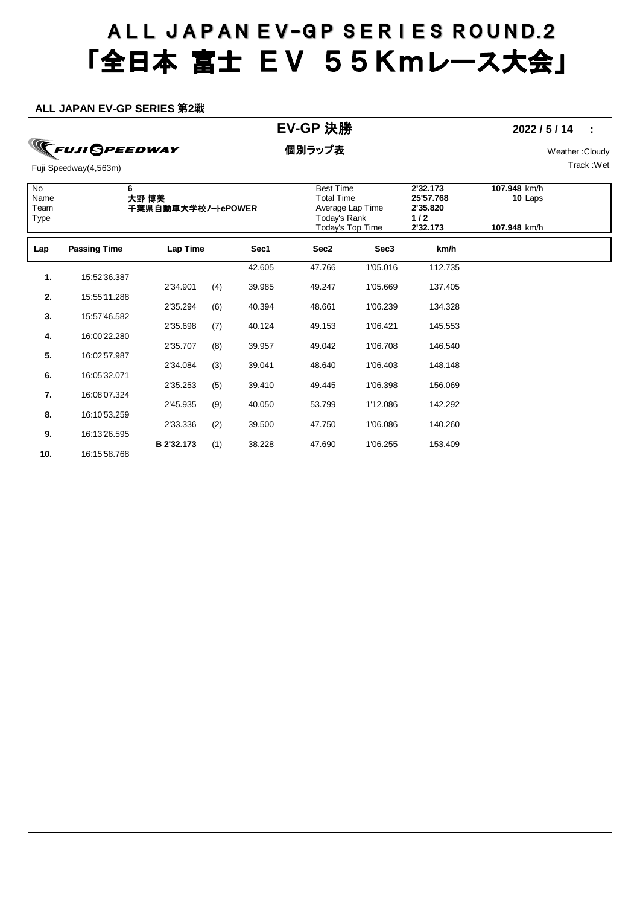# ALL JAPAN EV-GP SERIES ROUND.2
# 「全日本 富士 ＥＶ ５５Ｋｍレース大会」

**ALL JAPAN EV-GP SERIES 第2戦**

## EV-GP 決勝

**2022 / 5 / 14 :**

FUJI SPEEDWAY

**個別ラップ表**

Fuji Speedway(4,563m)

Weather :Cloudy
Track :Wet

| No | 6 | Best Time | 2'32.173 | 107.948 km/h |
|---|---|---|---|---|
| Name | 大野 博美 | Total Time | 25'57.768 | 10 Laps |
| Team | 千葉県自動車大学校ﾉｰﾄePOWER | Average Lap Time | 2'35.820 | |
| Type | | Today's Rank | 1 / 2 | |
| | | Today's Top Time | 2'32.173 | 107.948 km/h |

| Lap | Passing Time | Lap Time | | Sec1 | Sec2 | Sec3 | km/h |
|---|---|---|---|---|---|---|---|
| 1. | 15:52'36.387 | | | 42.605 | 47.766 | 1'05.016 | 112.735 |
| 2. | 15:55'11.288 | 2'34.901 | (4) | 39.985 | 49.247 | 1'05.669 | 137.405 |
| 3. | 15:57'46.582 | 2'35.294 | (6) | 40.394 | 48.661 | 1'06.239 | 134.328 |
| 4. | 16:00'22.280 | 2'35.698 | (7) | 40.124 | 49.153 | 1'06.421 | 145.553 |
| 5. | 16:02'57.987 | 2'35.707 | (8) | 39.957 | 49.042 | 1'06.708 | 146.540 |
| 6. | 16:05'32.071 | 2'34.084 | (3) | 39.041 | 48.640 | 1'06.403 | 148.148 |
| 7. | 16:08'07.324 | 2'35.253 | (5) | 39.410 | 49.445 | 1'06.398 | 156.069 |
| 8. | 16:10'53.259 | 2'45.935 | (9) | 40.050 | 53.799 | 1'12.086 | 142.292 |
| 9. | 16:13'26.595 | 2'33.336 | (2) | 39.500 | 47.750 | 1'06.086 | 140.260 |
| 10. | 16:15'58.768 | **B 2'32.173** | (1) | 38.228 | 47.690 | 1'06.255 | 153.409 |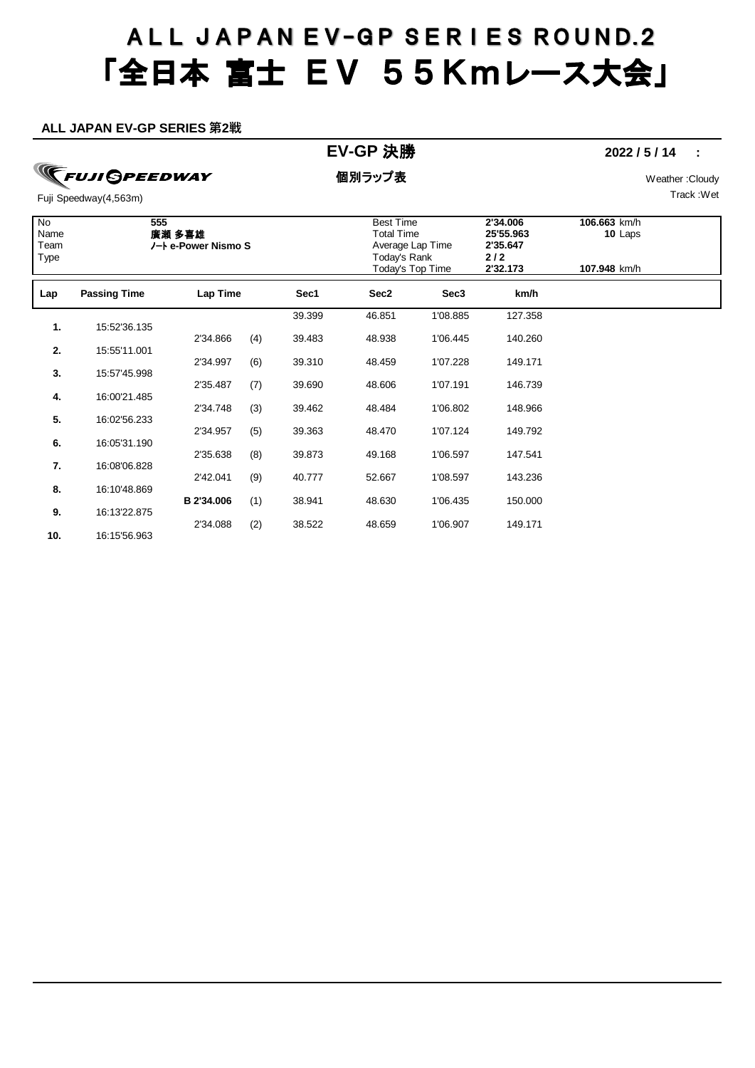# ALL JAPAN EV-GP SERIES ROUND.2
# 「全日本 富士 ＥＶ ５５Kmレース大会」

**ALL JAPAN EV-GP SERIES 第2戦**

## EV-GP 決勝

**2022 / 5 / 14 :**

FUJI SPEEDWAY

**個別ラップ表**

Weather :Cloudy

Fuji Speedway(4,563m)

Track :Wet

| | | | | |
|---|---|---|---|---|
| No | **555** | Best Time | **2'34.006** | **106.663** km/h |
| Name | **廣瀬 多喜雄** | Total Time | **25'55.963** | **10** Laps |
| Team | **ﾉｰﾄ e-Power Nismo S** | Average Lap Time | **2'35.647** | |
| Type | | Today's Rank | **2 / 2** | |
| | | Today's Top Time | **2'32.173** | **107.948** km/h |

| Lap | Passing Time | Lap Time | | Sec1 | Sec2 | Sec3 | km/h |
|---|---|---|---|---|---|---|---|
| | | | | 39.399 | 46.851 | 1'08.885 | 127.358 |
| 1. | 15:52'36.135 | | | | | | |
| | | 2'34.866 | (4) | 39.483 | 48.938 | 1'06.445 | 140.260 |
| 2. | 15:55'11.001 | | | | | | |
| | | 2'34.997 | (6) | 39.310 | 48.459 | 1'07.228 | 149.171 |
| 3. | 15:57'45.998 | | | | | | |
| | | 2'35.487 | (7) | 39.690 | 48.606 | 1'07.191 | 146.739 |
| 4. | 16:00'21.485 | | | | | | |
| | | 2'34.748 | (3) | 39.462 | 48.484 | 1'06.802 | 148.966 |
| 5. | 16:02'56.233 | | | | | | |
| | | 2'34.957 | (5) | 39.363 | 48.470 | 1'07.124 | 149.792 |
| 6. | 16:05'31.190 | | | | | | |
| | | 2'35.638 | (8) | 39.873 | 49.168 | 1'06.597 | 147.541 |
| 7. | 16:08'06.828 | | | | | | |
| | | 2'42.041 | (9) | 40.777 | 52.667 | 1'08.597 | 143.236 |
| 8. | 16:10'48.869 | | | | | | |
| | | **B 2'34.006** | (1) | 38.941 | 48.630 | 1'06.435 | 150.000 |
| 9. | 16:13'22.875 | | | | | | |
| | | 2'34.088 | (2) | 38.522 | 48.659 | 1'06.907 | 149.171 |
| 10. | 16:15'56.963 | | | | | | |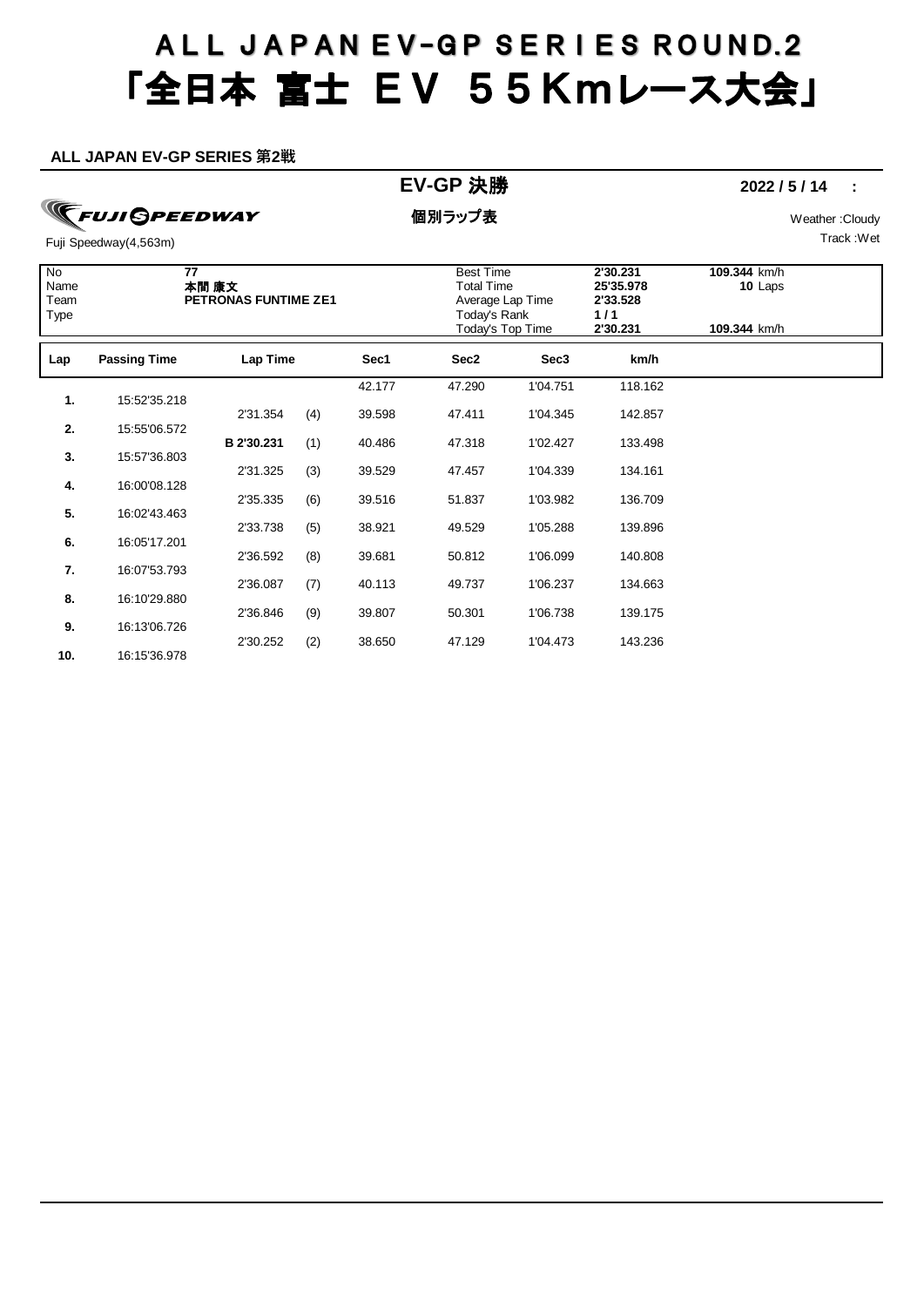# ALL JAPAN EV-GP SERIES ROUND.2
# 「全日本 富士 ＥＶ ５５Kmレース大会」

**ALL JAPAN EV-GP SERIES 第2戦**

## EV-GP 決勝

**2022 / 5 / 14 :**

FUJI SPEEDWAY

**個別ラップ表**

Weather :Cloudy

Fuji Speedway(4,563m)

Track :Wet

| No | 77 | Best Time | 2'30.231 | 109.344 km/h |
|---|---|---|---|---|
| Name | 本間 康文 | Total Time | 25'35.978 | 10 Laps |
| Team | PETRONAS FUNTIME ZE1 | Average Lap Time | 2'33.528 | |
| Type | | Today's Rank | 1 / 1 | |
| | | Today's Top Time | 2'30.231 | 109.344 km/h |

| Lap | Passing Time | Lap Time | | Sec1 | Sec2 | Sec3 | km/h |
|---|---|---|---|---|---|---|---|
| | | | | 42.177 | 47.290 | 1'04.751 | 118.162 |
| 1. | 15:52'35.218 | | | | | | |
| | | 2'31.354 | (4) | 39.598 | 47.411 | 1'04.345 | 142.857 |
| 2. | 15:55'06.572 | | | | | | |
| | | B 2'30.231 | (1) | 40.486 | 47.318 | 1'02.427 | 133.498 |
| 3. | 15:57'36.803 | | | | | | |
| | | 2'31.325 | (3) | 39.529 | 47.457 | 1'04.339 | 134.161 |
| 4. | 16:00'08.128 | | | | | | |
| | | 2'35.335 | (6) | 39.516 | 51.837 | 1'03.982 | 136.709 |
| 5. | 16:02'43.463 | | | | | | |
| | | 2'33.738 | (5) | 38.921 | 49.529 | 1'05.288 | 139.896 |
| 6. | 16:05'17.201 | | | | | | |
| | | 2'36.592 | (8) | 39.681 | 50.812 | 1'06.099 | 140.808 |
| 7. | 16:07'53.793 | | | | | | |
| | | 2'36.087 | (7) | 40.113 | 49.737 | 1'06.237 | 134.663 |
| 8. | 16:10'29.880 | | | | | | |
| | | 2'36.846 | (9) | 39.807 | 50.301 | 1'06.738 | 139.175 |
| 9. | 16:13'06.726 | | | | | | |
| | | 2'30.252 | (2) | 38.650 | 47.129 | 1'04.473 | 143.236 |
| 10. | 16:15'36.978 | | | | | | |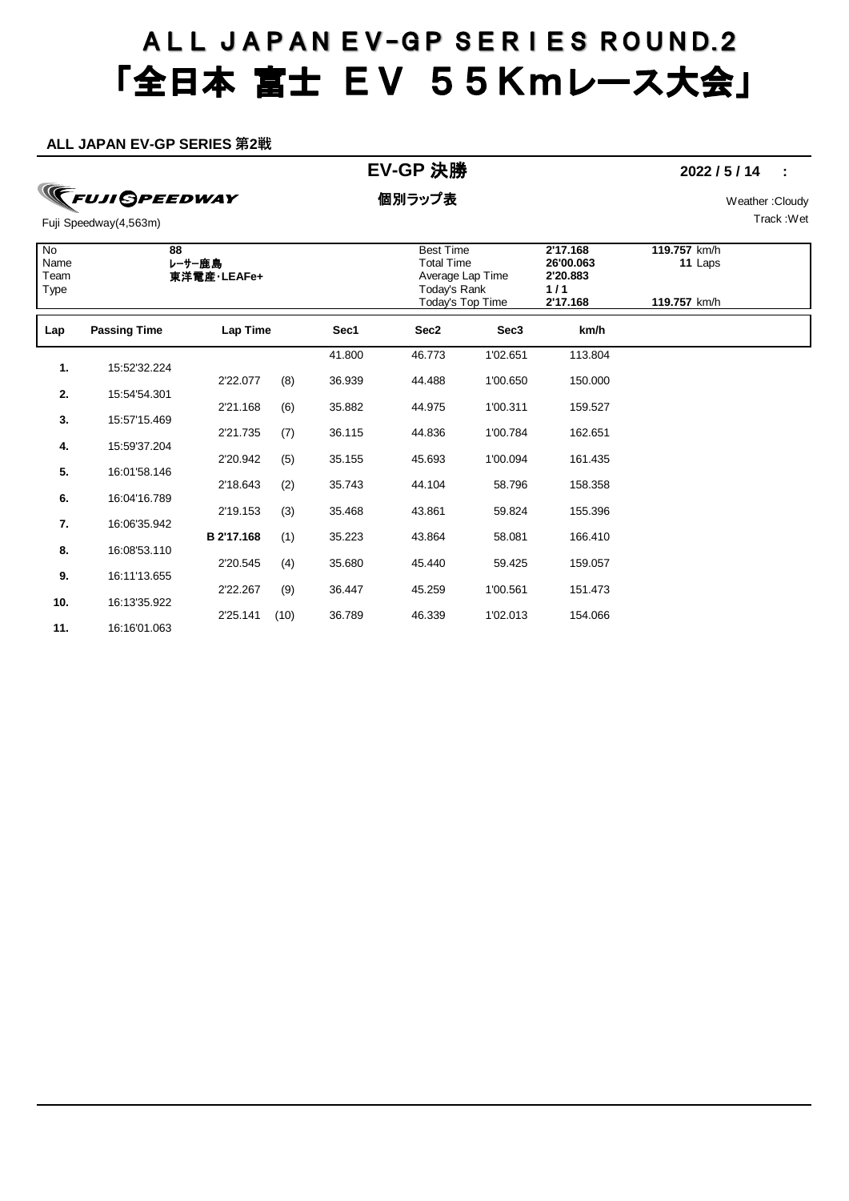# ALL JAPAN EV-GP SERIES ROUND.2
# 「全日本 富士 EV 55Kmレース大会」

**ALL JAPAN EV-GP SERIES 第2戦**

## EV-GP 決勝

**2022 / 5 / 14 :**

FUJI SPEEDWAY

**個別ラップ表**

Weather :Cloudy

Fuji Speedway(4,563m)

Track :Wet

| No | 88 | Best Time | 2'17.168 | 119.757 km/h |
|---|---|---|---|---|
| Name | レーサー鹿島 | Total Time | 26'00.063 | 11 Laps |
| Team | 東洋電産・LEAFe+ | Average Lap Time | 2'20.883 | |
| Type | | Today's Rank | 1 / 1 | |
| | | Today's Top Time | 2'17.168 | 119.757 km/h |

| Lap | Passing Time | Lap Time | | Sec1 | Sec2 | Sec3 | km/h |
|---|---|---|---|---|---|---|---|
| | | | | 41.800 | 46.773 | 1'02.651 | 113.804 |
| 1. | 15:52'32.224 | | | | | | |
| | | 2'22.077 | (8) | 36.939 | 44.488 | 1'00.650 | 150.000 |
| 2. | 15:54'54.301 | | | | | | |
| | | 2'21.168 | (6) | 35.882 | 44.975 | 1'00.311 | 159.527 |
| 3. | 15:57'15.469 | | | | | | |
| | | 2'21.735 | (7) | 36.115 | 44.836 | 1'00.784 | 162.651 |
| 4. | 15:59'37.204 | | | | | | |
| | | 2'20.942 | (5) | 35.155 | 45.693 | 1'00.094 | 161.435 |
| 5. | 16:01'58.146 | | | | | | |
| | | 2'18.643 | (2) | 35.743 | 44.104 | 58.796 | 158.358 |
| 6. | 16:04'16.789 | | | | | | |
| | | 2'19.153 | (3) | 35.468 | 43.861 | 59.824 | 155.396 |
| 7. | 16:06'35.942 | | | | | | |
| | | B 2'17.168 | (1) | 35.223 | 43.864 | 58.081 | 166.410 |
| 8. | 16:08'53.110 | | | | | | |
| | | 2'20.545 | (4) | 35.680 | 45.440 | 59.425 | 159.057 |
| 9. | 16:11'13.655 | | | | | | |
| | | 2'22.267 | (9) | 36.447 | 45.259 | 1'00.561 | 151.473 |
| 10. | 16:13'35.922 | | | | | | |
| | | 2'25.141 | (10) | 36.789 | 46.339 | 1'02.013 | 154.066 |
| 11. | 16:16'01.063 | | | | | | |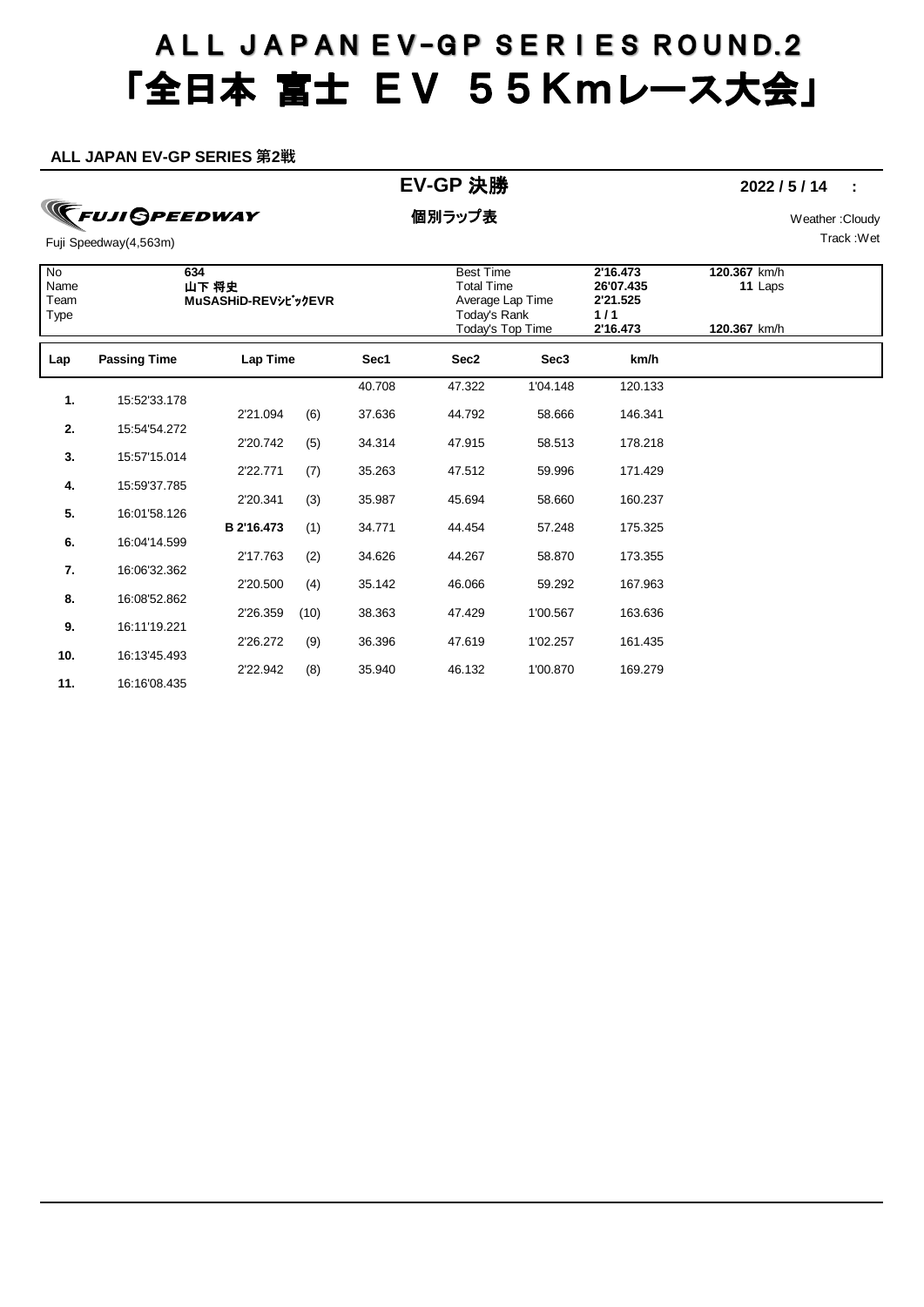# ＡＬＬ ＪＡＰＡＮ ＥＶ-ＧＰ ＳＥＲＩＥＳ ＲＯＵＮＤ.２
# 「全日本 富士 ＥＶ ５５Ｋｍレース大会」

**ALL JAPAN EV-GP SERIES 第2戦**

## EV-GP 決勝

**2022 / 5 / 14 :**

FUJI SPEEDWAY

**個別ラップ表**

Weather :Cloudy

Fuji Speedway(4,563m)

Track :Wet

| | | | | | |
|---|---|---|---|---|---|
| No | 634 | Best Time | 2'16.473 | 120.367 km/h | |
| Name | 山下 将史 | Total Time | 26'07.435 | 11 Laps | |
| Team | MuSASHiD-REVｼﾋﾞｯｸEVR | Average Lap Time | 2'21.525 | | |
| Type | | Today's Rank | 1 / 1 | | |
| | | Today's Top Time | 2'16.473 | 120.367 km/h | |

| Lap | Passing Time | Lap Time | | Sec1 | Sec2 | Sec3 | km/h |
|---|---|---|---|---|---|---|---|
| | | | | 40.708 | 47.322 | 1'04.148 | 120.133 |
| 1. | 15:52'33.178 | | | | | | |
| | | 2'21.094 | (6) | 37.636 | 44.792 | 58.666 | 146.341 |
| 2. | 15:54'54.272 | | | | | | |
| | | 2'20.742 | (5) | 34.314 | 47.915 | 58.513 | 178.218 |
| 3. | 15:57'15.014 | | | | | | |
| | | 2'22.771 | (7) | 35.263 | 47.512 | 59.996 | 171.429 |
| 4. | 15:59'37.785 | | | | | | |
| | | 2'20.341 | (3) | 35.987 | 45.694 | 58.660 | 160.237 |
| 5. | 16:01'58.126 | | | | | | |
| | | **B 2'16.473** | (1) | 34.771 | 44.454 | 57.248 | 175.325 |
| 6. | 16:04'14.599 | | | | | | |
| | | 2'17.763 | (2) | 34.626 | 44.267 | 58.870 | 173.355 |
| 7. | 16:06'32.362 | | | | | | |
| | | 2'20.500 | (4) | 35.142 | 46.066 | 59.292 | 167.963 |
| 8. | 16:08'52.862 | | | | | | |
| | | 2'26.359 | (10) | 38.363 | 47.429 | 1'00.567 | 163.636 |
| 9. | 16:11'19.221 | | | | | | |
| | | 2'26.272 | (9) | 36.396 | 47.619 | 1'02.257 | 161.435 |
| 10. | 16:13'45.493 | | | | | | |
| | | 2'22.942 | (8) | 35.940 | 46.132 | 1'00.870 | 169.279 |
| 11. | 16:16'08.435 | | | | | | |